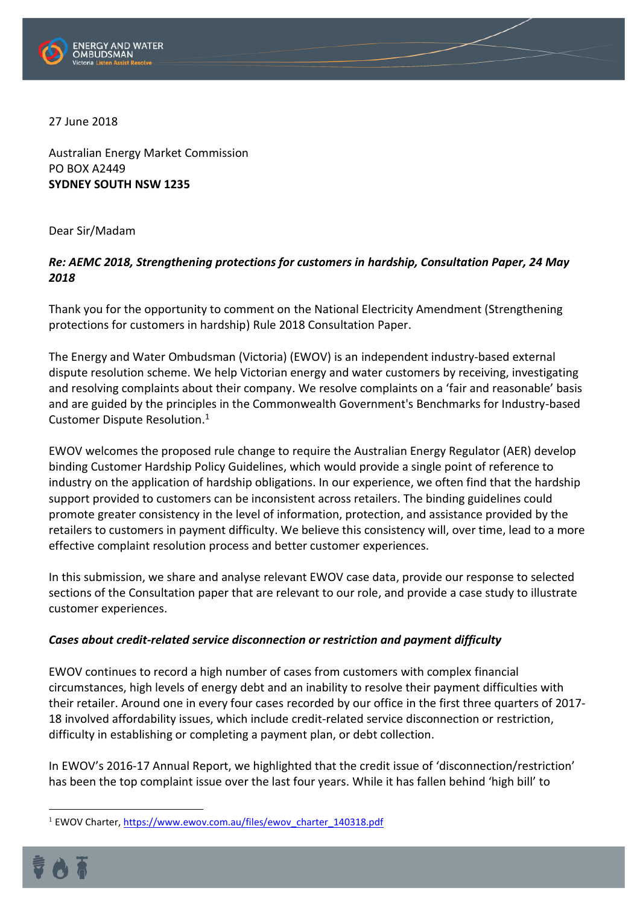27 June 2018

Australian Energy Market Commission
PO BOX A2449
**SYDNEY SOUTH NSW 1235**

Dear Sir/Madam

***Re: AEMC 2018, Strengthening protections for customers in hardship, Consultation Paper, 24 May 2018***

Thank you for the opportunity to comment on the National Electricity Amendment (Strengthening protections for customers in hardship) Rule 2018 Consultation Paper.

The Energy and Water Ombudsman (Victoria) (EWOV) is an independent industry-based external dispute resolution scheme. We help Victorian energy and water customers by receiving, investigating and resolving complaints about their company. We resolve complaints on a 'fair and reasonable' basis and are guided by the principles in the Commonwealth Government's Benchmarks for Industry-based Customer Dispute Resolution.[1]

EWOV welcomes the proposed rule change to require the Australian Energy Regulator (AER) develop binding Customer Hardship Policy Guidelines, which would provide a single point of reference to industry on the application of hardship obligations. In our experience, we often find that the hardship support provided to customers can be inconsistent across retailers. The binding guidelines could promote greater consistency in the level of information, protection, and assistance provided by the retailers to customers in payment difficulty. We believe this consistency will, over time, lead to a more effective complaint resolution process and better customer experiences.

In this submission, we share and analyse relevant EWOV case data, provide our response to selected sections of the Consultation paper that are relevant to our role, and provide a case study to illustrate customer experiences.

***Cases about credit-related service disconnection or restriction and payment difficulty***

EWOV continues to record a high number of cases from customers with complex financial circumstances, high levels of energy debt and an inability to resolve their payment difficulties with their retailer. Around one in every four cases recorded by our office in the first three quarters of 2017-18 involved affordability issues, which include credit-related service disconnection or restriction, difficulty in establishing or completing a payment plan, or debt collection.

In EWOV's 2016-17 Annual Report, we highlighted that the credit issue of 'disconnection/restriction' has been the top complaint issue over the last four years. While it has fallen behind 'high bill' to

[1] EWOV Charter, https://www.ewov.com.au/files/ewov_charter_140318.pdf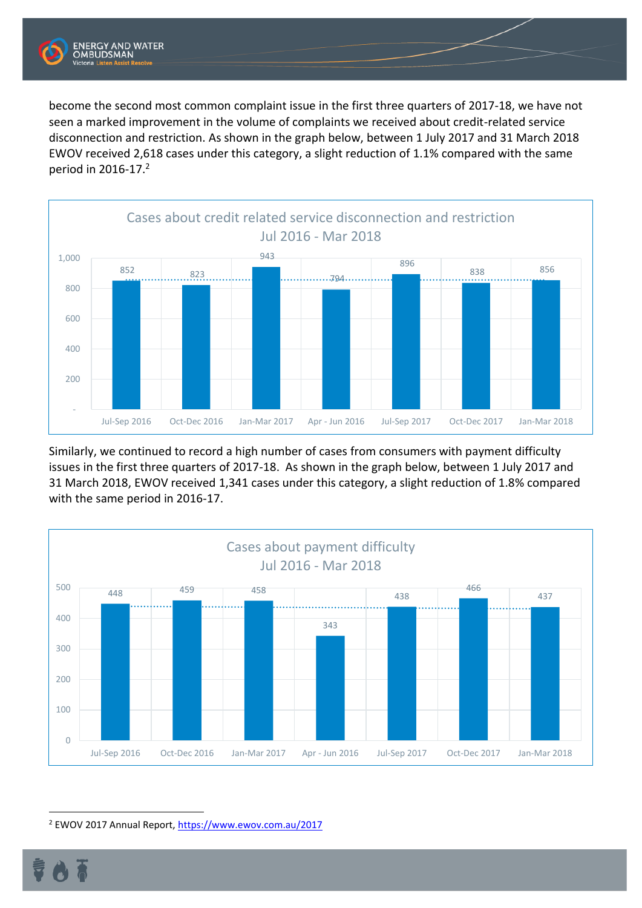become the second most common complaint issue in the first three quarters of 2017-18, we have not seen a marked improvement in the volume of complaints we received about credit-related service disconnection and restriction. As shown in the graph below, between 1 July 2017 and 31 March 2018 EWOV received 2,618 cases under this category, a slight reduction of 1.1% compared with the same period in 2016-17.[2]

**Cases about credit related service disconnection and restriction Jul 2016 - Mar 2018**

| Quarter | Cases |
|---|---|
| Jul-Sep 2016 | 852 |
| Oct-Dec 2016 | 823 |
| Jan-Mar 2017 | 943 |
| Apr - Jun 2016 | 794 |
| Jul-Sep 2017 | 896 |
| Oct-Dec 2017 | 838 |
| Jan-Mar 2018 | 856 |

Similarly, we continued to record a high number of cases from consumers with payment difficulty issues in the first three quarters of 2017-18. As shown in the graph below, between 1 July 2017 and 31 March 2018, EWOV received 1,341 cases under this category, a slight reduction of 1.8% compared with the same period in 2016-17.

**Cases about payment difficulty Jul 2016 - Mar 2018**

| Quarter | Cases |
|---|---|
| Jul-Sep 2016 | 448 |
| Oct-Dec 2016 | 459 |
| Jan-Mar 2017 | 458 |
| Apr - Jun 2016 | 343 |
| Jul-Sep 2017 | 438 |
| Oct-Dec 2017 | 466 |
| Jan-Mar 2018 | 437 |

[2] EWOV 2017 Annual Report, https://www.ewov.com.au/2017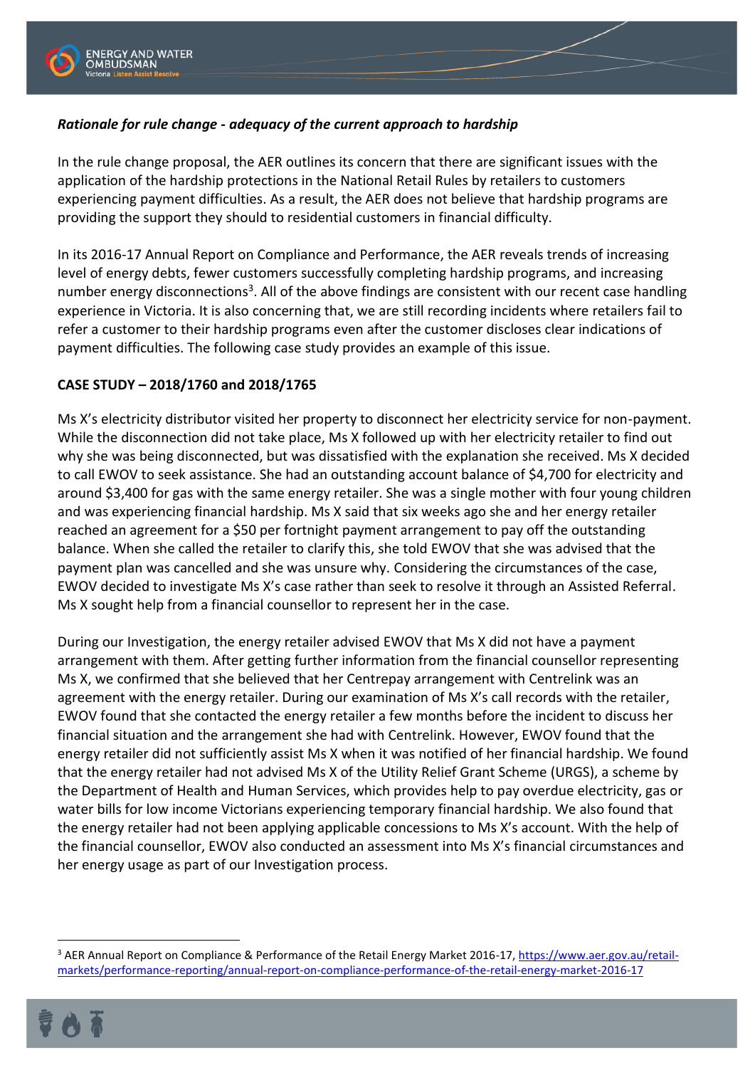***Rationale for rule change - adequacy of the current approach to hardship***

In the rule change proposal, the AER outlines its concern that there are significant issues with the application of the hardship protections in the National Retail Rules by retailers to customers experiencing payment difficulties. As a result, the AER does not believe that hardship programs are providing the support they should to residential customers in financial difficulty.

In its 2016-17 Annual Report on Compliance and Performance, the AER reveals trends of increasing level of energy debts, fewer customers successfully completing hardship programs, and increasing number energy disconnections[3]. All of the above findings are consistent with our recent case handling experience in Victoria. It is also concerning that, we are still recording incidents where retailers fail to refer a customer to their hardship programs even after the customer discloses clear indications of payment difficulties. The following case study provides an example of this issue.

**CASE STUDY – 2018/1760 and 2018/1765**

Ms X's electricity distributor visited her property to disconnect her electricity service for non-payment. While the disconnection did not take place, Ms X followed up with her electricity retailer to find out why she was being disconnected, but was dissatisfied with the explanation she received. Ms X decided to call EWOV to seek assistance. She had an outstanding account balance of $4,700 for electricity and around $3,400 for gas with the same energy retailer. She was a single mother with four young children and was experiencing financial hardship. Ms X said that six weeks ago she and her energy retailer reached an agreement for a $50 per fortnight payment arrangement to pay off the outstanding balance. When she called the retailer to clarify this, she told EWOV that she was advised that the payment plan was cancelled and she was unsure why. Considering the circumstances of the case, EWOV decided to investigate Ms X's case rather than seek to resolve it through an Assisted Referral. Ms X sought help from a financial counsellor to represent her in the case.

During our Investigation, the energy retailer advised EWOV that Ms X did not have a payment arrangement with them. After getting further information from the financial counsellor representing Ms X, we confirmed that she believed that her Centrepay arrangement with Centrelink was an agreement with the energy retailer. During our examination of Ms X's call records with the retailer, EWOV found that she contacted the energy retailer a few months before the incident to discuss her financial situation and the arrangement she had with Centrelink. However, EWOV found that the energy retailer did not sufficiently assist Ms X when it was notified of her financial hardship. We found that the energy retailer had not advised Ms X of the Utility Relief Grant Scheme (URGS), a scheme by the Department of Health and Human Services, which provides help to pay overdue electricity, gas or water bills for low income Victorians experiencing temporary financial hardship. We also found that the energy retailer had not been applying applicable concessions to Ms X's account. With the help of the financial counsellor, EWOV also conducted an assessment into Ms X's financial circumstances and her energy usage as part of our Investigation process.

---

[3] AER Annual Report on Compliance & Performance of the Retail Energy Market 2016-17, https://www.aer.gov.au/retail-markets/performance-reporting/annual-report-on-compliance-performance-of-the-retail-energy-market-2016-17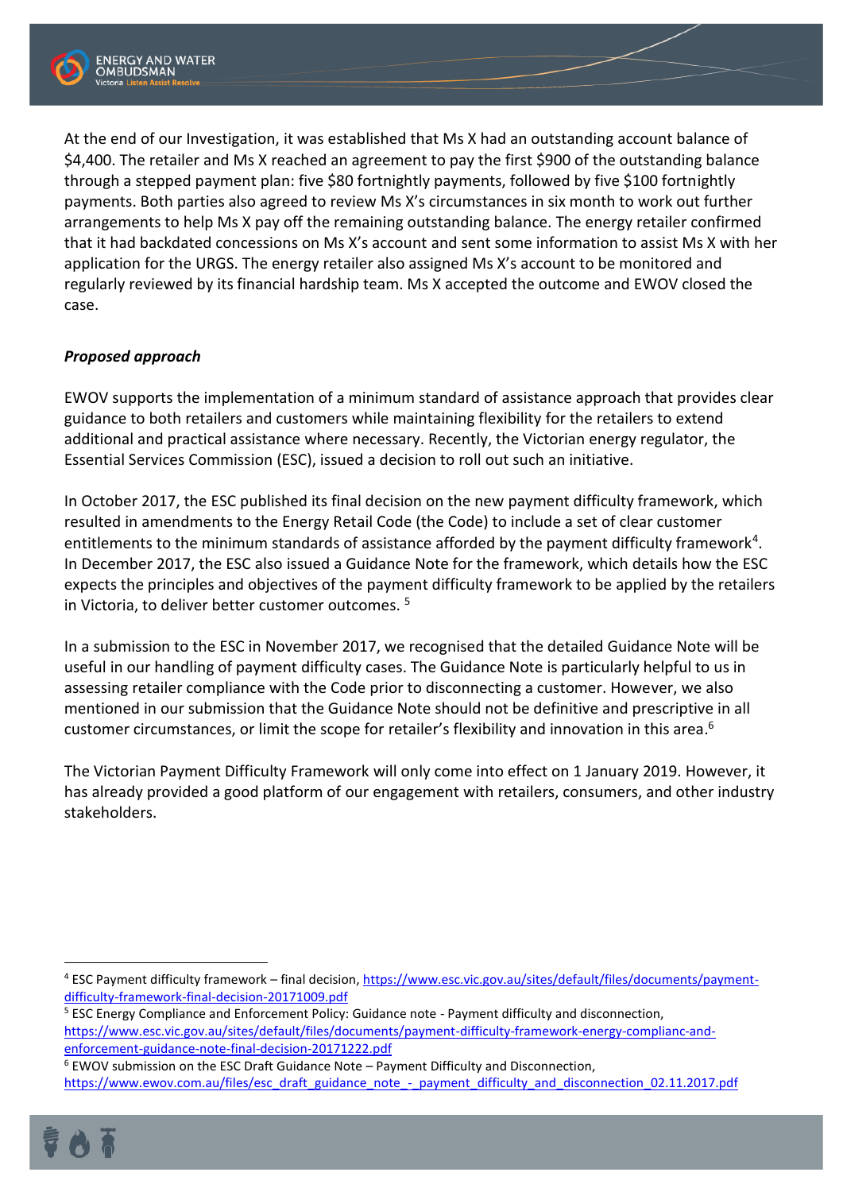At the end of our Investigation, it was established that Ms X had an outstanding account balance of $4,400. The retailer and Ms X reached an agreement to pay the first $900 of the outstanding balance through a stepped payment plan: five $80 fortnightly payments, followed by five $100 fortnightly payments. Both parties also agreed to review Ms X's circumstances in six month to work out further arrangements to help Ms X pay off the remaining outstanding balance. The energy retailer confirmed that it had backdated concessions on Ms X's account and sent some information to assist Ms X with her application for the URGS. The energy retailer also assigned Ms X's account to be monitored and regularly reviewed by its financial hardship team. Ms X accepted the outcome and EWOV closed the case.

***Proposed approach***

EWOV supports the implementation of a minimum standard of assistance approach that provides clear guidance to both retailers and customers while maintaining flexibility for the retailers to extend additional and practical assistance where necessary. Recently, the Victorian energy regulator, the Essential Services Commission (ESC), issued a decision to roll out such an initiative.

In October 2017, the ESC published its final decision on the new payment difficulty framework, which resulted in amendments to the Energy Retail Code (the Code) to include a set of clear customer entitlements to the minimum standards of assistance afforded by the payment difficulty framework[4]. In December 2017, the ESC also issued a Guidance Note for the framework, which details how the ESC expects the principles and objectives of the payment difficulty framework to be applied by the retailers in Victoria, to deliver better customer outcomes. [5]

In a submission to the ESC in November 2017, we recognised that the detailed Guidance Note will be useful in our handling of payment difficulty cases. The Guidance Note is particularly helpful to us in assessing retailer compliance with the Code prior to disconnecting a customer. However, we also mentioned in our submission that the Guidance Note should not be definitive and prescriptive in all customer circumstances, or limit the scope for retailer's flexibility and innovation in this area.[6]

The Victorian Payment Difficulty Framework will only come into effect on 1 January 2019. However, it has already provided a good platform of our engagement with retailers, consumers, and other industry stakeholders.

---

[4] ESC Payment difficulty framework – final decision, https://www.esc.vic.gov.au/sites/default/files/documents/payment-difficulty-framework-final-decision-20171009.pdf

[5] ESC Energy Compliance and Enforcement Policy: Guidance note - Payment difficulty and disconnection, https://www.esc.vic.gov.au/sites/default/files/documents/payment-difficulty-framework-energy-complianc-and-enforcement-guidance-note-final-decision-20171222.pdf

[6] EWOV submission on the ESC Draft Guidance Note – Payment Difficulty and Disconnection, https://www.ewov.com.au/files/esc_draft_guidance_note_-_payment_difficulty_and_disconnection_02.11.2017.pdf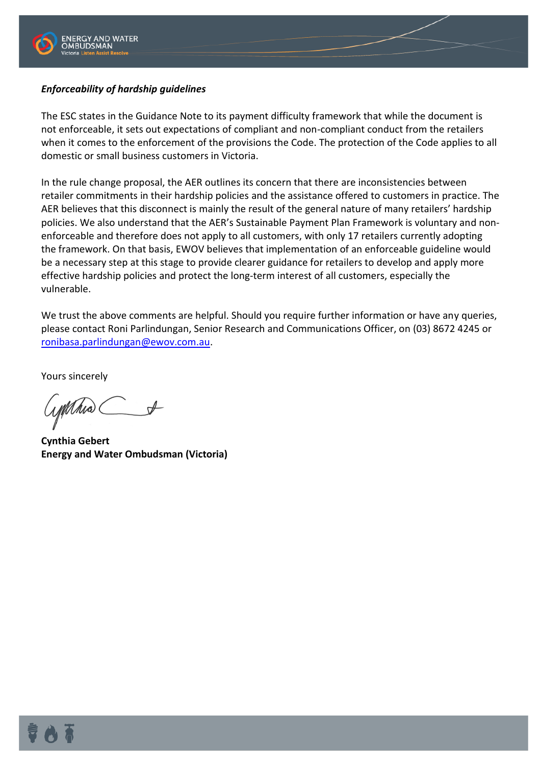***Enforceability of hardship guidelines***

The ESC states in the Guidance Note to its payment difficulty framework that while the document is not enforceable, it sets out expectations of compliant and non-compliant conduct from the retailers when it comes to the enforcement of the provisions the Code. The protection of the Code applies to all domestic or small business customers in Victoria.

In the rule change proposal, the AER outlines its concern that there are inconsistencies between retailer commitments in their hardship policies and the assistance offered to customers in practice. The AER believes that this disconnect is mainly the result of the general nature of many retailers' hardship policies. We also understand that the AER's Sustainable Payment Plan Framework is voluntary and non-enforceable and therefore does not apply to all customers, with only 17 retailers currently adopting the framework. On that basis, EWOV believes that implementation of an enforceable guideline would be a necessary step at this stage to provide clearer guidance for retailers to develop and apply more effective hardship policies and protect the long-term interest of all customers, especially the vulnerable.

We trust the above comments are helpful. Should you require further information or have any queries, please contact Roni Parlindungan, Senior Research and Communications Officer, on (03) 8672 4245 or ronibasa.parlindungan@ewov.com.au.

Yours sincerely

**Cynthia Gebert**
**Energy and Water Ombudsman (Victoria)**